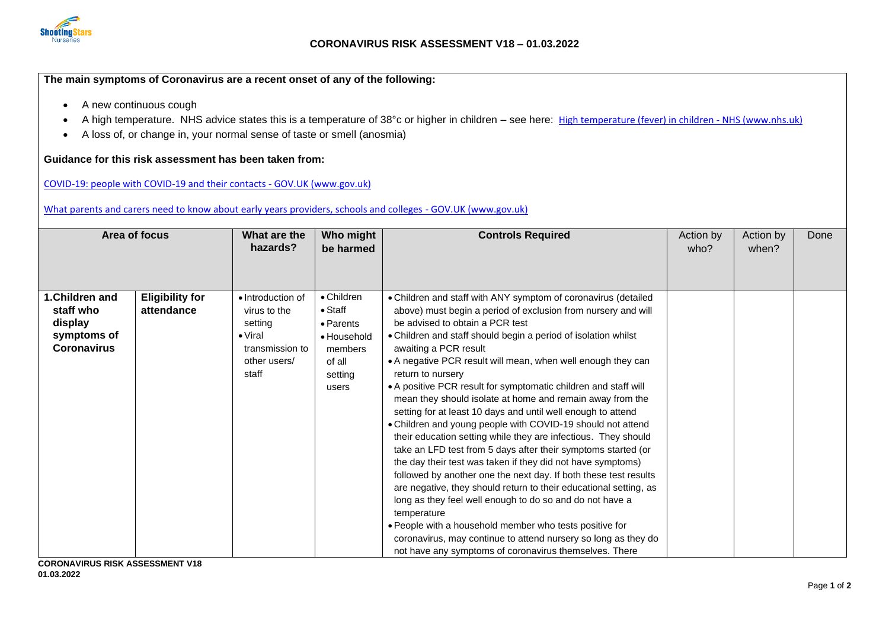# CORONAVIRUS RISK ASSESSMENT V18 – 01.03.2022

**The main symptoms of Coronavirus are a recent onset of any of the following:**

- A new continuous cough
- A high temperature. NHS advice states this is a temperature of 38°c or higher in children – see here: High temperature (fever) in children - NHS (www.nhs.uk)
- A loss of, or change in, your normal sense of taste or smell (anosmia)

**Guidance for this risk assessment has been taken from:**

COVID-19: people with COVID-19 and their contacts - GOV.UK (www.gov.uk)

What parents and carers need to know about early years providers, schools and colleges - GOV.UK (www.gov.uk)

| Area of focus | | What are the hazards? | Who might be harmed | Controls Required | Action by who? | Action by when? | Done |
|---|---|---|---|---|---|---|---|
| **1.Children and staff who display symptoms of Coronavirus** | **Eligibility for attendance** | • Introduction of virus to the setting<br>• Viral transmission to other users/ staff | • Children<br>• Staff<br>• Parents<br>• Household members of all setting users | • Children and staff with ANY symptom of coronavirus (detailed above) must begin a period of exclusion from nursery and will be advised to obtain a PCR test<br>• Children and staff should begin a period of isolation whilst awaiting a PCR result<br>• A negative PCR result will mean, when well enough they can return to nursery<br>• A positive PCR result for symptomatic children and staff will mean they should isolate at home and remain away from the setting for at least 10 days and until well enough to attend<br>• Children and young people with COVID-19 should not attend their education setting while they are infectious. They should take an LFD test from 5 days after their symptoms started (or the day their test was taken if they did not have symptoms) followed by another one the next day. If both these test results are negative, they should return to their educational setting, as long as they feel well enough to do so and do not have a temperature<br>• People with a household member who tests positive for coronavirus, may continue to attend nursery so long as they do not have any symptoms of coronavirus themselves. There | | | |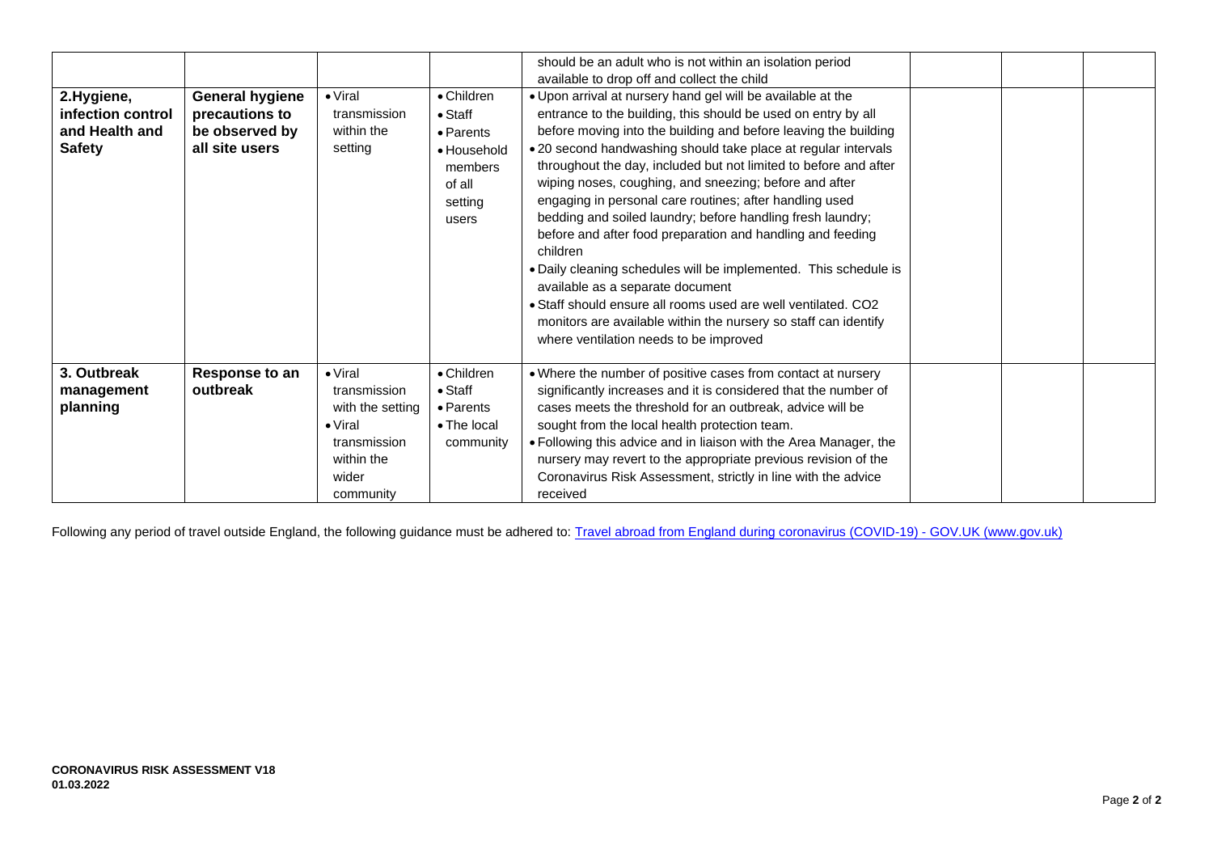| | | | | | | | |
|---|---|---|---|---|---|---|---|
| | | | | should be an adult who is not within an isolation period available to drop off and collect the child | | | |
| **2.Hygiene, infection control and Health and Safety** | **General hygiene precautions to be observed by all site users** | • Viral transmission within the setting | • Children<br>• Staff<br>• Parents<br>• Household members of all setting users | • Upon arrival at nursery hand gel will be available at the entrance to the building, this should be used on entry by all before moving into the building and before leaving the building<br>• 20 second handwashing should take place at regular intervals throughout the day, included but not limited to before and after wiping noses, coughing, and sneezing; before and after engaging in personal care routines; after handling used bedding and soiled laundry; before handling fresh laundry; before and after food preparation and handling and feeding children<br>• Daily cleaning schedules will be implemented. This schedule is available as a separate document<br>• Staff should ensure all rooms used are well ventilated. CO2 monitors are available within the nursery so staff can identify where ventilation needs to be improved | | | |
| **3. Outbreak management planning** | **Response to an outbreak** | • Viral transmission with the setting<br>• Viral transmission within the wider community | • Children<br>• Staff<br>• Parents<br>• The local community | • Where the number of positive cases from contact at nursery significantly increases and it is considered that the number of cases meets the threshold for an outbreak, advice will be sought from the local health protection team.<br>• Following this advice and in liaison with the Area Manager, the nursery may revert to the appropriate previous revision of the Coronavirus Risk Assessment, strictly in line with the advice received | | | |

Following any period of travel outside England, the following guidance must be adhered to: [Travel abroad from England during coronavirus (COVID-19) - GOV.UK (www.gov.uk)]

**CORONAVIRUS RISK ASSESSMENT V18**
**01.03.2022**